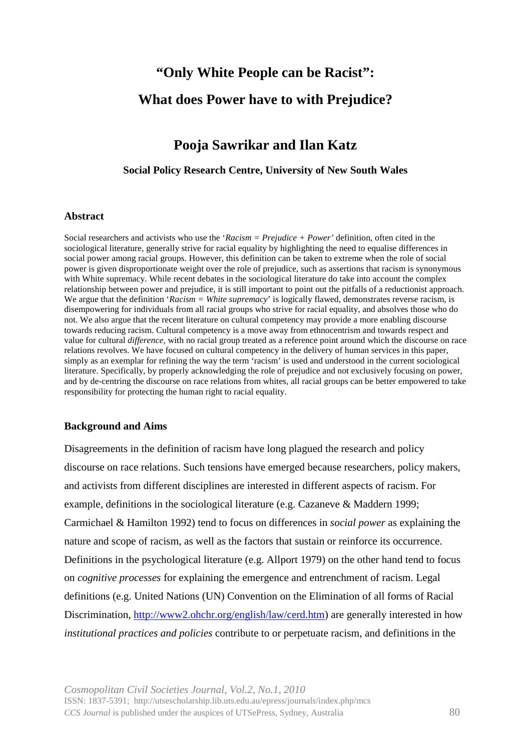# "Only White People can be Racist": What does Power have to with Prejudice?

## Pooja Sawrikar and Ilan Katz

**Social Policy Research Centre, University of New South Wales**

### Abstract

Social researchers and activists who use the '*Racism = Prejudice + Power*' definition, often cited in the sociological literature, generally strive for racial equality by highlighting the need to equalise differences in social power among racial groups. However, this definition can be taken to extreme when the role of social power is given disproportionate weight over the role of prejudice, such as assertions that racism is synonymous with White supremacy. While recent debates in the sociological literature do take into account the complex relationship between power and prejudice, it is still important to point out the pitfalls of a reductionist approach. We argue that the definition '*Racism = White supremacy*' is logically flawed, demonstrates reverse racism, is disempowering for individuals from all racial groups who strive for racial equality, and absolves those who do not. We also argue that the recent literature on cultural competency may provide a more enabling discourse towards reducing racism. Cultural competency is a move away from ethnocentrism and towards respect and value for cultural *difference*, with no racial group treated as a reference point around which the discourse on race relations revolves. We have focused on cultural competency in the delivery of human services in this paper, simply as an exemplar for refining the way the term 'racism' is used and understood in the current sociological literature. Specifically, by properly acknowledging the role of prejudice and not exclusively focusing on power, and by de-centring the discourse on race relations from whites, all racial groups can be better empowered to take responsibility for protecting the human right to racial equality.

### Background and Aims

Disagreements in the definition of racism have long plagued the research and policy discourse on race relations. Such tensions have emerged because researchers, policy makers, and activists from different disciplines are interested in different aspects of racism. For example, definitions in the sociological literature (e.g. Cazaneve & Maddern 1999; Carmichael & Hamilton 1992) tend to focus on differences in *social power* as explaining the nature and scope of racism, as well as the factors that sustain or reinforce its occurrence. Definitions in the psychological literature (e.g. Allport 1979) on the other hand tend to focus on *cognitive processes* for explaining the emergence and entrenchment of racism. Legal definitions (e.g. United Nations (UN) Convention on the Elimination of all forms of Racial Discrimination, http://www2.ohchr.org/english/law/cerd.htm) are generally interested in how *institutional practices and policies* contribute to or perpetuate racism, and definitions in the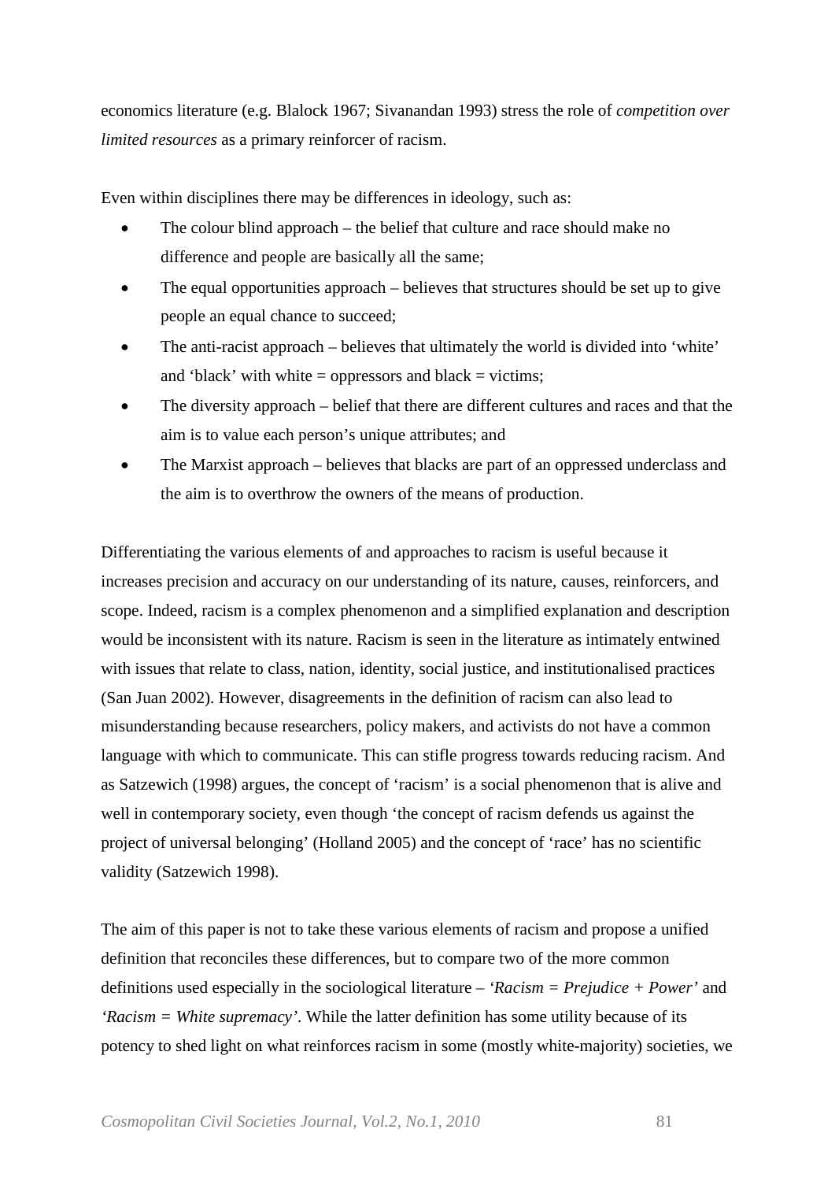economics literature (e.g. Blalock 1967; Sivanandan 1993) stress the role of *competition over limited resources* as a primary reinforcer of racism.

Even within disciplines there may be differences in ideology, such as:

- The colour blind approach – the belief that culture and race should make no difference and people are basically all the same;
- The equal opportunities approach – believes that structures should be set up to give people an equal chance to succeed;
- The anti-racist approach – believes that ultimately the world is divided into 'white' and 'black' with white = oppressors and black = victims;
- The diversity approach – belief that there are different cultures and races and that the aim is to value each person's unique attributes; and
- The Marxist approach – believes that blacks are part of an oppressed underclass and the aim is to overthrow the owners of the means of production.

Differentiating the various elements of and approaches to racism is useful because it increases precision and accuracy on our understanding of its nature, causes, reinforcers, and scope. Indeed, racism is a complex phenomenon and a simplified explanation and description would be inconsistent with its nature. Racism is seen in the literature as intimately entwined with issues that relate to class, nation, identity, social justice, and institutionalised practices (San Juan 2002). However, disagreements in the definition of racism can also lead to misunderstanding because researchers, policy makers, and activists do not have a common language with which to communicate. This can stifle progress towards reducing racism. And as Satzewich (1998) argues, the concept of 'racism' is a social phenomenon that is alive and well in contemporary society, even though 'the concept of racism defends us against the project of universal belonging' (Holland 2005) and the concept of 'race' has no scientific validity (Satzewich 1998).

The aim of this paper is not to take these various elements of racism and propose a unified definition that reconciles these differences, but to compare two of the more common definitions used especially in the sociological literature – *'Racism = Prejudice + Power'* and *'Racism = White supremacy'*. While the latter definition has some utility because of its potency to shed light on what reinforces racism in some (mostly white-majority) societies, we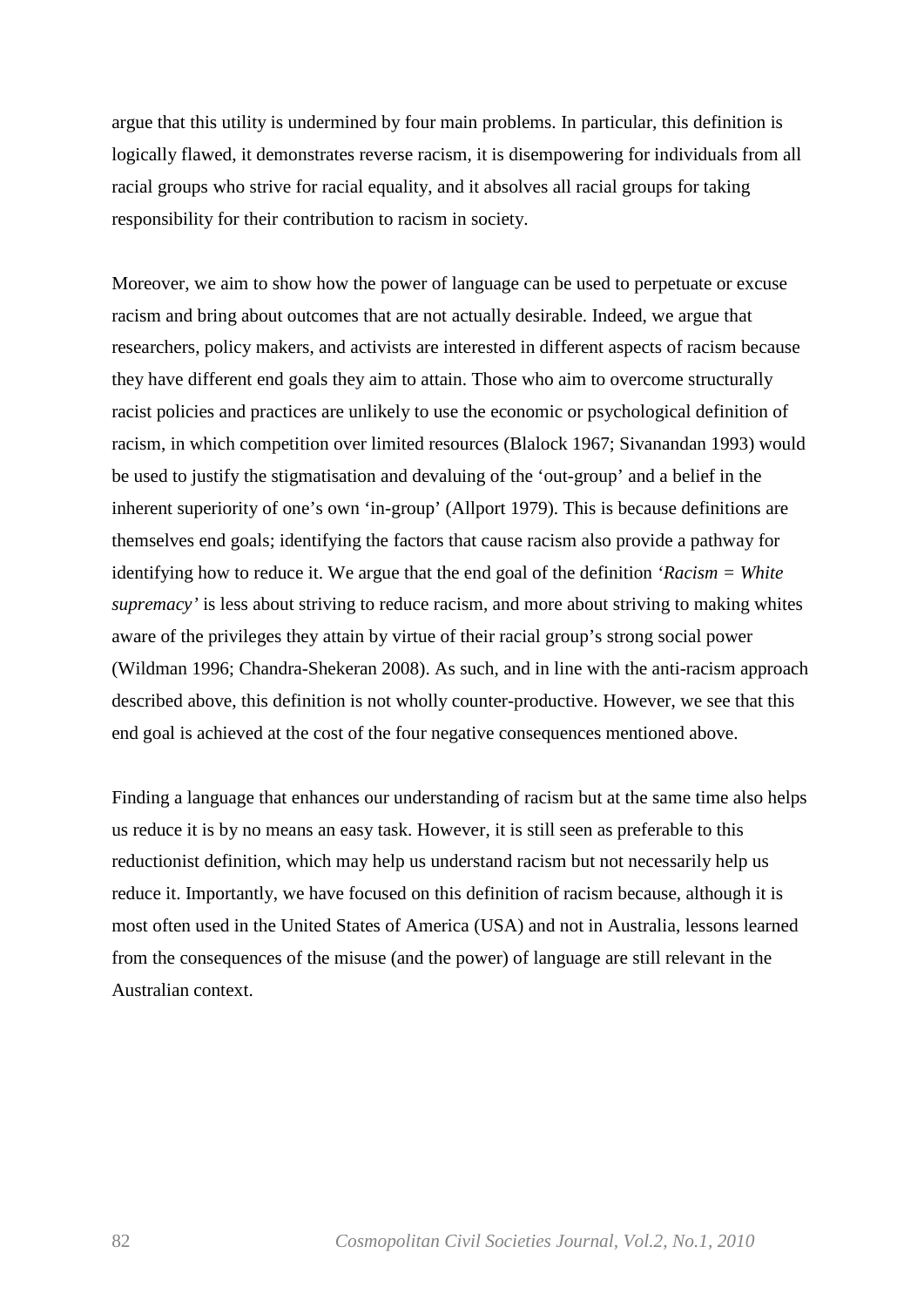argue that this utility is undermined by four main problems. In particular, this definition is logically flawed, it demonstrates reverse racism, it is disempowering for individuals from all racial groups who strive for racial equality, and it absolves all racial groups for taking responsibility for their contribution to racism in society.

Moreover, we aim to show how the power of language can be used to perpetuate or excuse racism and bring about outcomes that are not actually desirable. Indeed, we argue that researchers, policy makers, and activists are interested in different aspects of racism because they have different end goals they aim to attain. Those who aim to overcome structurally racist policies and practices are unlikely to use the economic or psychological definition of racism, in which competition over limited resources (Blalock 1967; Sivanandan 1993) would be used to justify the stigmatisation and devaluing of the 'out-group' and a belief in the inherent superiority of one's own 'in-group' (Allport 1979). This is because definitions are themselves end goals; identifying the factors that cause racism also provide a pathway for identifying how to reduce it. We argue that the end goal of the definition *'Racism = White supremacy'* is less about striving to reduce racism, and more about striving to making whites aware of the privileges they attain by virtue of their racial group's strong social power (Wildman 1996; Chandra-Shekeran 2008). As such, and in line with the anti-racism approach described above, this definition is not wholly counter-productive. However, we see that this end goal is achieved at the cost of the four negative consequences mentioned above.

Finding a language that enhances our understanding of racism but at the same time also helps us reduce it is by no means an easy task. However, it is still seen as preferable to this reductionist definition, which may help us understand racism but not necessarily help us reduce it. Importantly, we have focused on this definition of racism because, although it is most often used in the United States of America (USA) and not in Australia, lessons learned from the consequences of the misuse (and the power) of language are still relevant in the Australian context.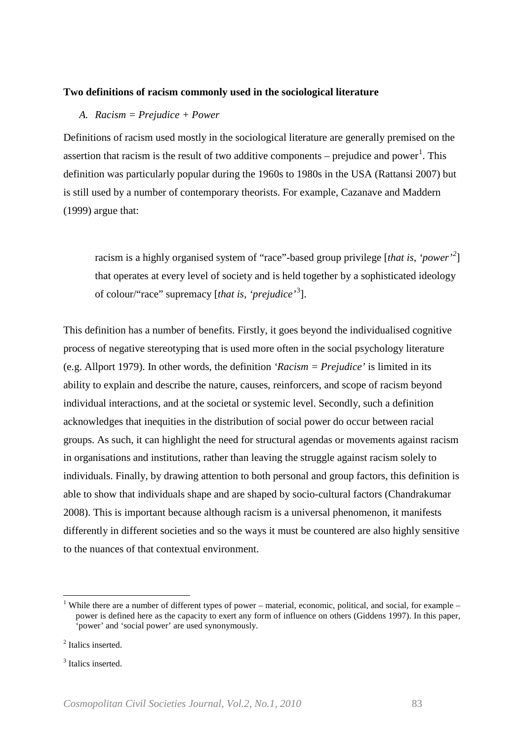**Two definitions of racism commonly used in the sociological literature**

*A. Racism = Prejudice + Power*

Definitions of racism used mostly in the sociological literature are generally premised on the assertion that racism is the result of two additive components – prejudice and power[1]. This definition was particularly popular during the 1960s to 1980s in the USA (Rattansi 2007) but is still used by a number of contemporary theorists. For example, Cazanave and Maddern (1999) argue that:

> racism is a highly organised system of "race"-based group privilege [*that is, 'power'*[2]] that operates at every level of society and is held together by a sophisticated ideology of colour/"race" supremacy [*that is, 'prejudice'*[3]].

This definition has a number of benefits. Firstly, it goes beyond the individualised cognitive process of negative stereotyping that is used more often in the social psychology literature (e.g. Allport 1979). In other words, the definition *'Racism = Prejudice'* is limited in its ability to explain and describe the nature, causes, reinforcers, and scope of racism beyond individual interactions, and at the societal or systemic level. Secondly, such a definition acknowledges that inequities in the distribution of social power do occur between racial groups. As such, it can highlight the need for structural agendas or movements against racism in organisations and institutions, rather than leaving the struggle against racism solely to individuals. Finally, by drawing attention to both personal and group factors, this definition is able to show that individuals shape and are shaped by socio-cultural factors (Chandrakumar 2008). This is important because although racism is a universal phenomenon, it manifests differently in different societies and so the ways it must be countered are also highly sensitive to the nuances of that contextual environment.

---

[1] While there are a number of different types of power – material, economic, political, and social, for example – power is defined here as the capacity to exert any form of influence on others (Giddens 1997). In this paper, 'power' and 'social power' are used synonymously.

[2] Italics inserted.

[3] Italics inserted.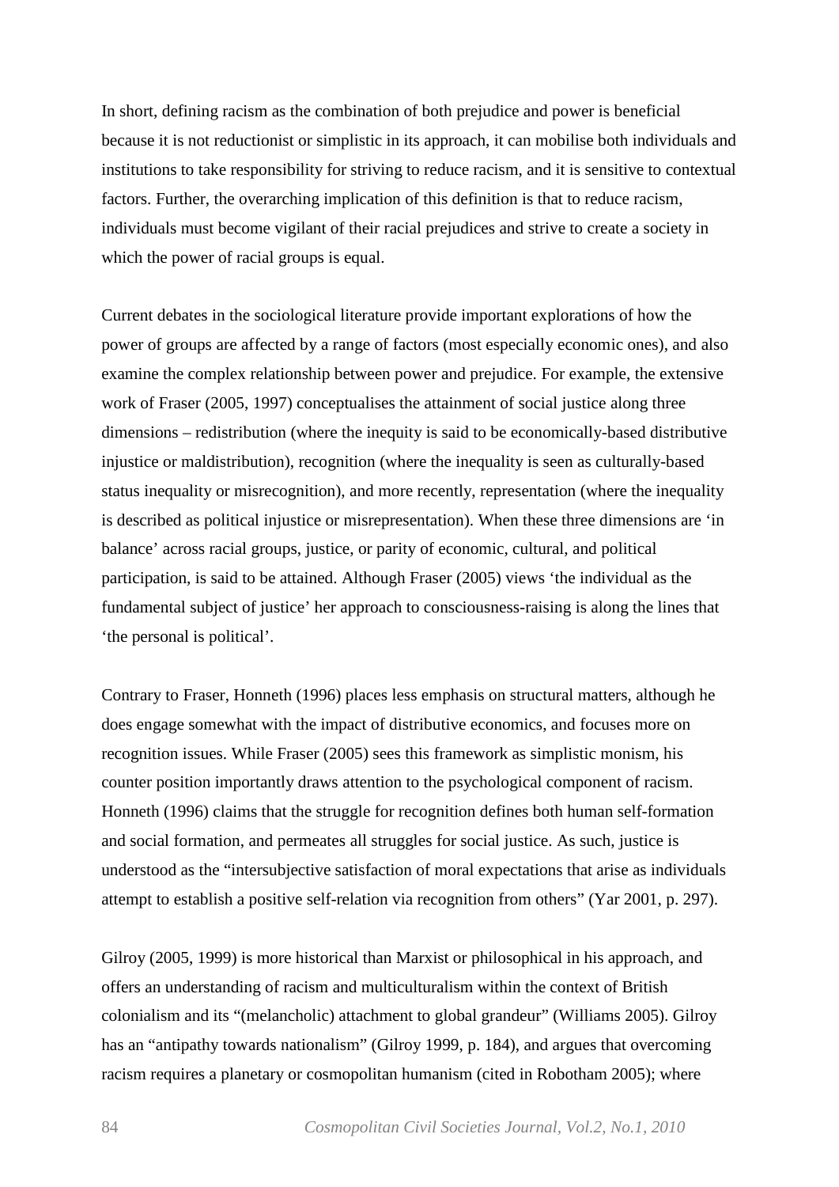In short, defining racism as the combination of both prejudice and power is beneficial because it is not reductionist or simplistic in its approach, it can mobilise both individuals and institutions to take responsibility for striving to reduce racism, and it is sensitive to contextual factors. Further, the overarching implication of this definition is that to reduce racism, individuals must become vigilant of their racial prejudices and strive to create a society in which the power of racial groups is equal.

Current debates in the sociological literature provide important explorations of how the power of groups are affected by a range of factors (most especially economic ones), and also examine the complex relationship between power and prejudice. For example, the extensive work of Fraser (2005, 1997) conceptualises the attainment of social justice along three dimensions – redistribution (where the inequity is said to be economically-based distributive injustice or maldistribution), recognition (where the inequality is seen as culturally-based status inequality or misrecognition), and more recently, representation (where the inequality is described as political injustice or misrepresentation). When these three dimensions are 'in balance' across racial groups, justice, or parity of economic, cultural, and political participation, is said to be attained. Although Fraser (2005) views 'the individual as the fundamental subject of justice' her approach to consciousness-raising is along the lines that 'the personal is political'.

Contrary to Fraser, Honneth (1996) places less emphasis on structural matters, although he does engage somewhat with the impact of distributive economics, and focuses more on recognition issues. While Fraser (2005) sees this framework as simplistic monism, his counter position importantly draws attention to the psychological component of racism. Honneth (1996) claims that the struggle for recognition defines both human self-formation and social formation, and permeates all struggles for social justice. As such, justice is understood as the "intersubjective satisfaction of moral expectations that arise as individuals attempt to establish a positive self-relation via recognition from others" (Yar 2001, p. 297).

Gilroy (2005, 1999) is more historical than Marxist or philosophical in his approach, and offers an understanding of racism and multiculturalism within the context of British colonialism and its "(melancholic) attachment to global grandeur" (Williams 2005). Gilroy has an "antipathy towards nationalism" (Gilroy 1999, p. 184), and argues that overcoming racism requires a planetary or cosmopolitan humanism (cited in Robotham 2005); where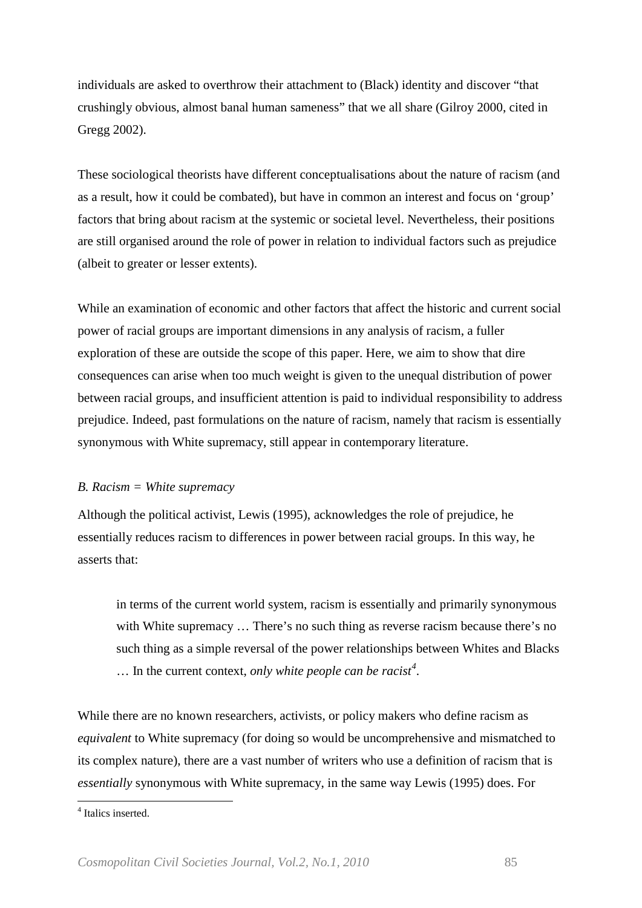individuals are asked to overthrow their attachment to (Black) identity and discover "that crushingly obvious, almost banal human sameness" that we all share (Gilroy 2000, cited in Gregg 2002).

These sociological theorists have different conceptualisations about the nature of racism (and as a result, how it could be combated), but have in common an interest and focus on 'group' factors that bring about racism at the systemic or societal level. Nevertheless, their positions are still organised around the role of power in relation to individual factors such as prejudice (albeit to greater or lesser extents).

While an examination of economic and other factors that affect the historic and current social power of racial groups are important dimensions in any analysis of racism, a fuller exploration of these are outside the scope of this paper. Here, we aim to show that dire consequences can arise when too much weight is given to the unequal distribution of power between racial groups, and insufficient attention is paid to individual responsibility to address prejudice. Indeed, past formulations on the nature of racism, namely that racism is essentially synonymous with White supremacy, still appear in contemporary literature.

*B. Racism = White supremacy*

Although the political activist, Lewis (1995), acknowledges the role of prejudice, he essentially reduces racism to differences in power between racial groups. In this way, he asserts that:

> in terms of the current world system, racism is essentially and primarily synonymous with White supremacy … There's no such thing as reverse racism because there's no such thing as a simple reversal of the power relationships between Whites and Blacks … In the current context, *only white people can be racist*[4].

While there are no known researchers, activists, or policy makers who define racism as *equivalent* to White supremacy (for doing so would be uncomprehensive and mismatched to its complex nature), there are a vast number of writers who use a definition of racism that is *essentially* synonymous with White supremacy, in the same way Lewis (1995) does. For

[4] Italics inserted.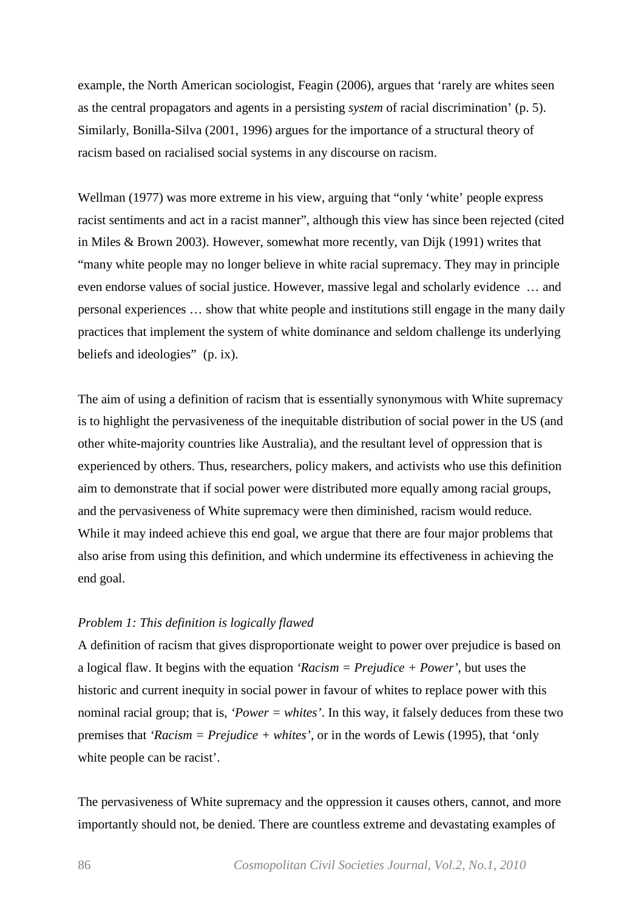example, the North American sociologist, Feagin (2006), argues that 'rarely are whites seen as the central propagators and agents in a persisting *system* of racial discrimination' (p. 5). Similarly, Bonilla-Silva (2001, 1996) argues for the importance of a structural theory of racism based on racialised social systems in any discourse on racism.

Wellman (1977) was more extreme in his view, arguing that "only 'white' people express racist sentiments and act in a racist manner", although this view has since been rejected (cited in Miles & Brown 2003). However, somewhat more recently, van Dijk (1991) writes that "many white people may no longer believe in white racial supremacy. They may in principle even endorse values of social justice. However, massive legal and scholarly evidence … and personal experiences … show that white people and institutions still engage in the many daily practices that implement the system of white dominance and seldom challenge its underlying beliefs and ideologies" (p. ix).

The aim of using a definition of racism that is essentially synonymous with White supremacy is to highlight the pervasiveness of the inequitable distribution of social power in the US (and other white-majority countries like Australia), and the resultant level of oppression that is experienced by others. Thus, researchers, policy makers, and activists who use this definition aim to demonstrate that if social power were distributed more equally among racial groups, and the pervasiveness of White supremacy were then diminished, racism would reduce. While it may indeed achieve this end goal, we argue that there are four major problems that also arise from using this definition, and which undermine its effectiveness in achieving the end goal.

*Problem 1: This definition is logically flawed*

A definition of racism that gives disproportionate weight to power over prejudice is based on a logical flaw. It begins with the equation *'Racism = Prejudice + Power'*, but uses the historic and current inequity in social power in favour of whites to replace power with this nominal racial group; that is, *'Power = whites'*. In this way, it falsely deduces from these two premises that *'Racism = Prejudice + whites'*, or in the words of Lewis (1995), that 'only white people can be racist'.

The pervasiveness of White supremacy and the oppression it causes others, cannot, and more importantly should not, be denied. There are countless extreme and devastating examples of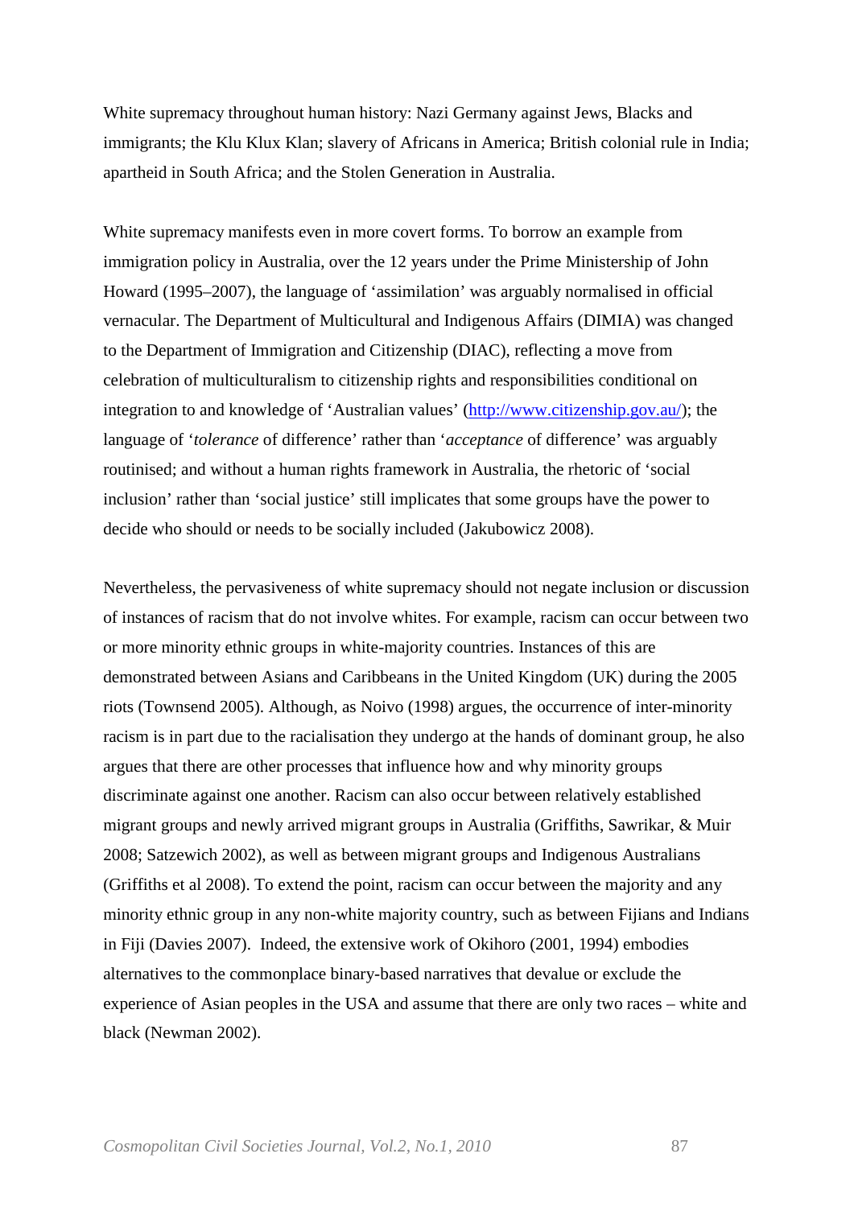White supremacy throughout human history: Nazi Germany against Jews, Blacks and immigrants; the Klu Klux Klan; slavery of Africans in America; British colonial rule in India; apartheid in South Africa; and the Stolen Generation in Australia.

White supremacy manifests even in more covert forms. To borrow an example from immigration policy in Australia, over the 12 years under the Prime Ministership of John Howard (1995–2007), the language of 'assimilation' was arguably normalised in official vernacular. The Department of Multicultural and Indigenous Affairs (DIMIA) was changed to the Department of Immigration and Citizenship (DIAC), reflecting a move from celebration of multiculturalism to citizenship rights and responsibilities conditional on integration to and knowledge of 'Australian values' (http://www.citizenship.gov.au/); the language of '*tolerance* of difference' rather than '*acceptance* of difference' was arguably routinised; and without a human rights framework in Australia, the rhetoric of 'social inclusion' rather than 'social justice' still implicates that some groups have the power to decide who should or needs to be socially included (Jakubowicz 2008).

Nevertheless, the pervasiveness of white supremacy should not negate inclusion or discussion of instances of racism that do not involve whites. For example, racism can occur between two or more minority ethnic groups in white-majority countries. Instances of this are demonstrated between Asians and Caribbeans in the United Kingdom (UK) during the 2005 riots (Townsend 2005). Although, as Noivo (1998) argues, the occurrence of inter-minority racism is in part due to the racialisation they undergo at the hands of dominant group, he also argues that there are other processes that influence how and why minority groups discriminate against one another. Racism can also occur between relatively established migrant groups and newly arrived migrant groups in Australia (Griffiths, Sawrikar, & Muir 2008; Satzewich 2002), as well as between migrant groups and Indigenous Australians (Griffiths et al 2008). To extend the point, racism can occur between the majority and any minority ethnic group in any non-white majority country, such as between Fijians and Indians in Fiji (Davies 2007). Indeed, the extensive work of Okihoro (2001, 1994) embodies alternatives to the commonplace binary-based narratives that devalue or exclude the experience of Asian peoples in the USA and assume that there are only two races – white and black (Newman 2002).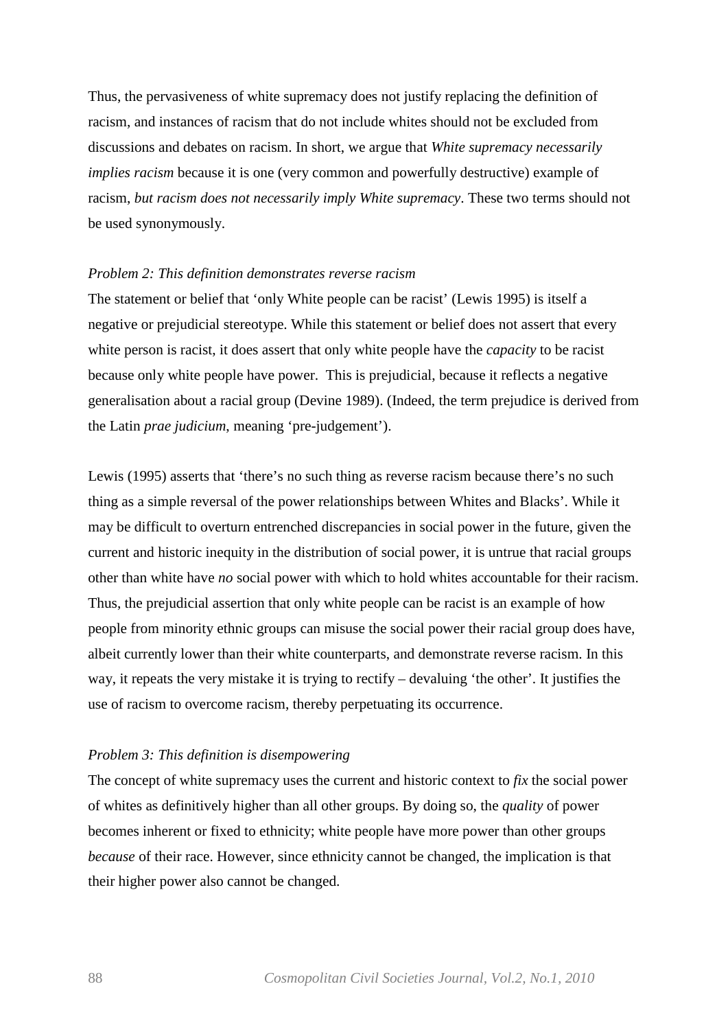Thus, the pervasiveness of white supremacy does not justify replacing the definition of racism, and instances of racism that do not include whites should not be excluded from discussions and debates on racism. In short, we argue that *White supremacy necessarily implies racism* because it is one (very common and powerfully destructive) example of racism, *but racism does not necessarily imply White supremacy*. These two terms should not be used synonymously.

*Problem 2: This definition demonstrates reverse racism*

The statement or belief that 'only White people can be racist' (Lewis 1995) is itself a negative or prejudicial stereotype. While this statement or belief does not assert that every white person is racist, it does assert that only white people have the *capacity* to be racist because only white people have power. This is prejudicial, because it reflects a negative generalisation about a racial group (Devine 1989). (Indeed, the term prejudice is derived from the Latin *prae judicium*, meaning 'pre-judgement').

Lewis (1995) asserts that 'there's no such thing as reverse racism because there's no such thing as a simple reversal of the power relationships between Whites and Blacks'. While it may be difficult to overturn entrenched discrepancies in social power in the future, given the current and historic inequity in the distribution of social power, it is untrue that racial groups other than white have *no* social power with which to hold whites accountable for their racism. Thus, the prejudicial assertion that only white people can be racist is an example of how people from minority ethnic groups can misuse the social power their racial group does have, albeit currently lower than their white counterparts, and demonstrate reverse racism. In this way, it repeats the very mistake it is trying to rectify – devaluing 'the other'. It justifies the use of racism to overcome racism, thereby perpetuating its occurrence.

*Problem 3: This definition is disempowering*

The concept of white supremacy uses the current and historic context to *fix* the social power of whites as definitively higher than all other groups. By doing so, the *quality* of power becomes inherent or fixed to ethnicity; white people have more power than other groups *because* of their race. However, since ethnicity cannot be changed, the implication is that their higher power also cannot be changed.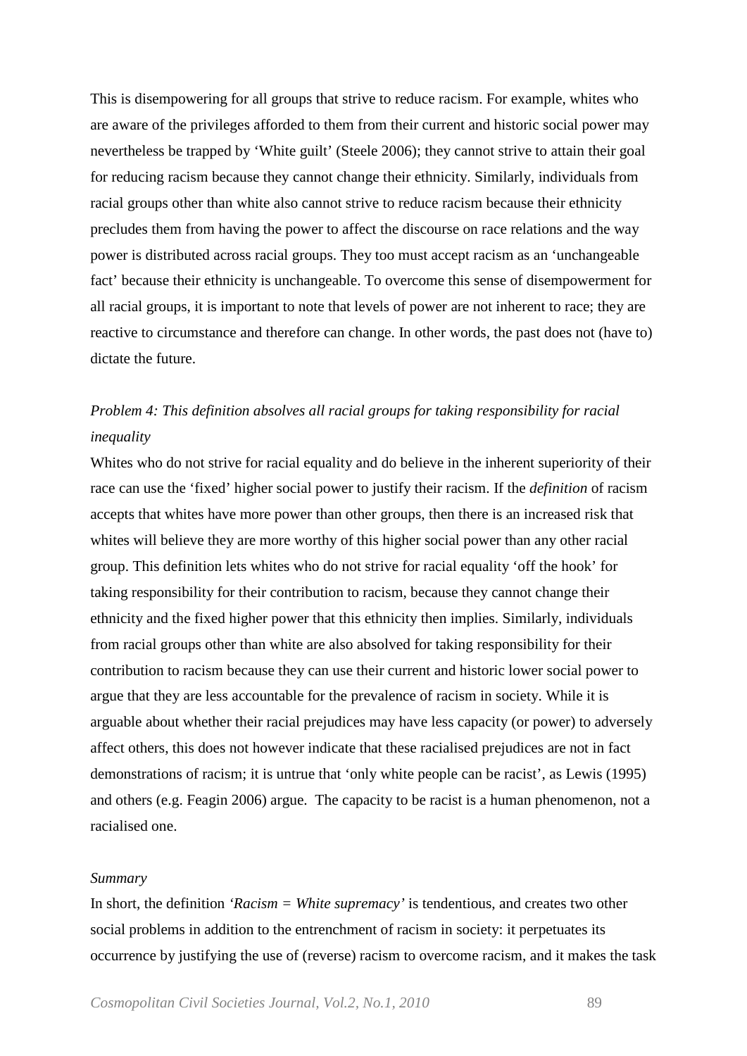This is disempowering for all groups that strive to reduce racism. For example, whites who are aware of the privileges afforded to them from their current and historic social power may nevertheless be trapped by 'White guilt' (Steele 2006); they cannot strive to attain their goal for reducing racism because they cannot change their ethnicity. Similarly, individuals from racial groups other than white also cannot strive to reduce racism because their ethnicity precludes them from having the power to affect the discourse on race relations and the way power is distributed across racial groups. They too must accept racism as an 'unchangeable fact' because their ethnicity is unchangeable. To overcome this sense of disempowerment for all racial groups, it is important to note that levels of power are not inherent to race; they are reactive to circumstance and therefore can change. In other words, the past does not (have to) dictate the future.

*Problem 4: This definition absolves all racial groups for taking responsibility for racial inequality*

Whites who do not strive for racial equality and do believe in the inherent superiority of their race can use the 'fixed' higher social power to justify their racism. If the *definition* of racism accepts that whites have more power than other groups, then there is an increased risk that whites will believe they are more worthy of this higher social power than any other racial group. This definition lets whites who do not strive for racial equality 'off the hook' for taking responsibility for their contribution to racism, because they cannot change their ethnicity and the fixed higher power that this ethnicity then implies. Similarly, individuals from racial groups other than white are also absolved for taking responsibility for their contribution to racism because they can use their current and historic lower social power to argue that they are less accountable for the prevalence of racism in society. While it is arguable about whether their racial prejudices may have less capacity (or power) to adversely affect others, this does not however indicate that these racialised prejudices are not in fact demonstrations of racism; it is untrue that 'only white people can be racist', as Lewis (1995) and others (e.g. Feagin 2006) argue. The capacity to be racist is a human phenomenon, not a racialised one.

*Summary*

In short, the definition *'Racism = White supremacy'* is tendentious, and creates two other social problems in addition to the entrenchment of racism in society: it perpetuates its occurrence by justifying the use of (reverse) racism to overcome racism, and it makes the task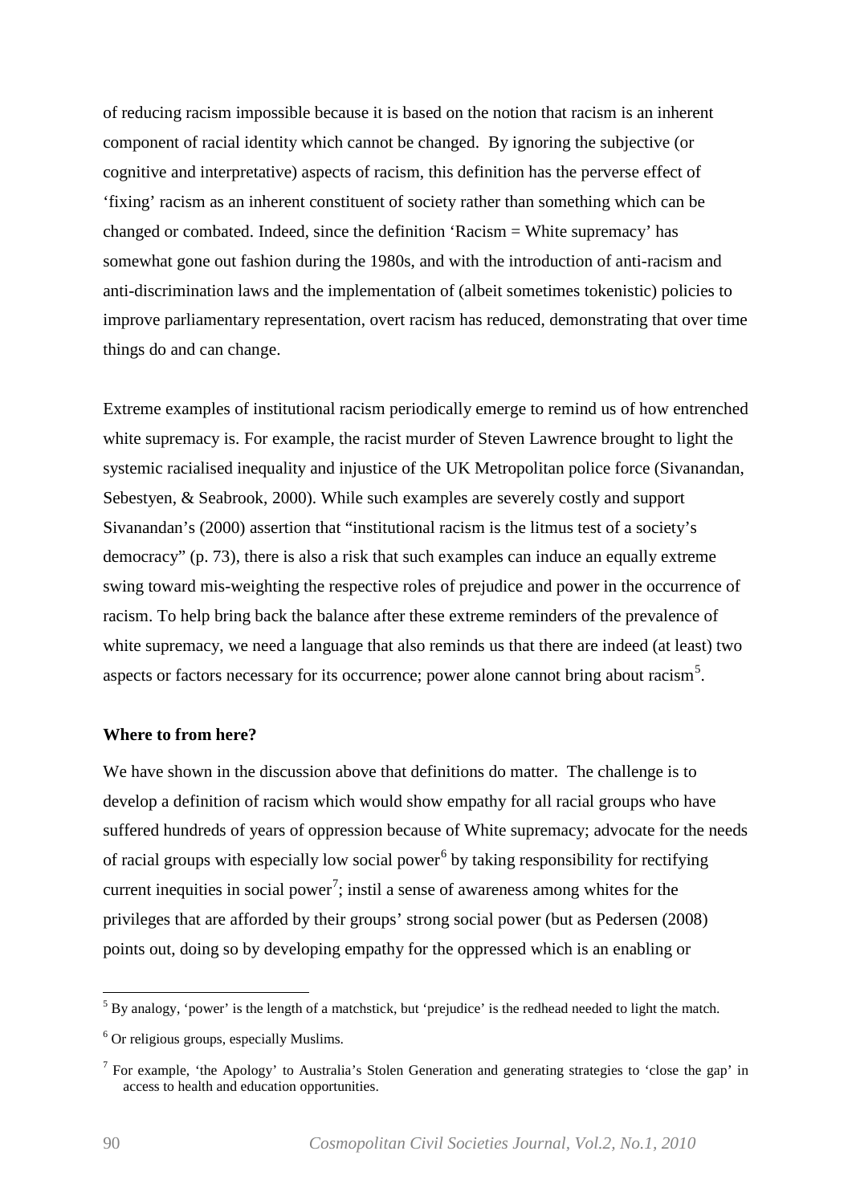of reducing racism impossible because it is based on the notion that racism is an inherent component of racial identity which cannot be changed. By ignoring the subjective (or cognitive and interpretative) aspects of racism, this definition has the perverse effect of 'fixing' racism as an inherent constituent of society rather than something which can be changed or combated. Indeed, since the definition 'Racism = White supremacy' has somewhat gone out fashion during the 1980s, and with the introduction of anti-racism and anti-discrimination laws and the implementation of (albeit sometimes tokenistic) policies to improve parliamentary representation, overt racism has reduced, demonstrating that over time things do and can change.

Extreme examples of institutional racism periodically emerge to remind us of how entrenched white supremacy is. For example, the racist murder of Steven Lawrence brought to light the systemic racialised inequality and injustice of the UK Metropolitan police force (Sivanandan, Sebestyen, & Seabrook, 2000). While such examples are severely costly and support Sivanandan's (2000) assertion that "institutional racism is the litmus test of a society's democracy" (p. 73), there is also a risk that such examples can induce an equally extreme swing toward mis-weighting the respective roles of prejudice and power in the occurrence of racism. To help bring back the balance after these extreme reminders of the prevalence of white supremacy, we need a language that also reminds us that there are indeed (at least) two aspects or factors necessary for its occurrence; power alone cannot bring about racism[5].

**Where to from here?**

We have shown in the discussion above that definitions do matter. The challenge is to develop a definition of racism which would show empathy for all racial groups who have suffered hundreds of years of oppression because of White supremacy; advocate for the needs of racial groups with especially low social power[6] by taking responsibility for rectifying current inequities in social power[7]; instil a sense of awareness among whites for the privileges that are afforded by their groups' strong social power (but as Pedersen (2008) points out, doing so by developing empathy for the oppressed which is an enabling or

---

[5] By analogy, 'power' is the length of a matchstick, but 'prejudice' is the redhead needed to light the match.

[6] Or religious groups, especially Muslims.

[7] For example, 'the Apology' to Australia's Stolen Generation and generating strategies to 'close the gap' in access to health and education opportunities.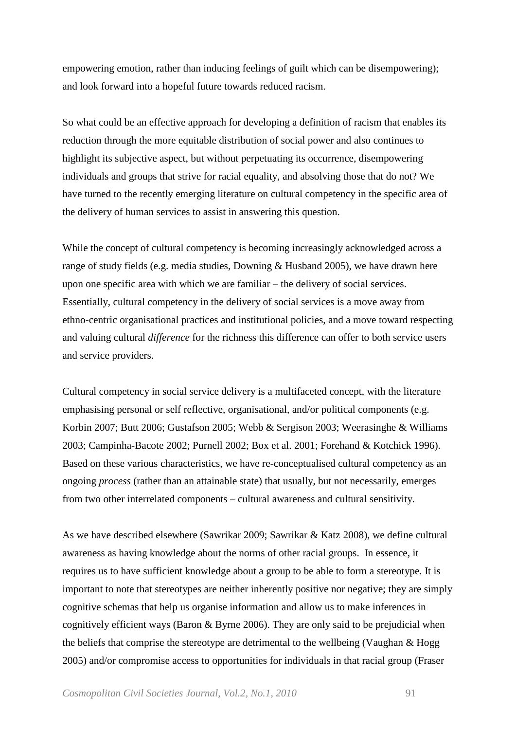empowering emotion, rather than inducing feelings of guilt which can be disempowering); and look forward into a hopeful future towards reduced racism.

So what could be an effective approach for developing a definition of racism that enables its reduction through the more equitable distribution of social power and also continues to highlight its subjective aspect, but without perpetuating its occurrence, disempowering individuals and groups that strive for racial equality, and absolving those that do not? We have turned to the recently emerging literature on cultural competency in the specific area of the delivery of human services to assist in answering this question.

While the concept of cultural competency is becoming increasingly acknowledged across a range of study fields (e.g. media studies, Downing & Husband 2005), we have drawn here upon one specific area with which we are familiar – the delivery of social services. Essentially, cultural competency in the delivery of social services is a move away from ethno-centric organisational practices and institutional policies, and a move toward respecting and valuing cultural *difference* for the richness this difference can offer to both service users and service providers.

Cultural competency in social service delivery is a multifaceted concept, with the literature emphasising personal or self reflective, organisational, and/or political components (e.g. Korbin 2007; Butt 2006; Gustafson 2005; Webb & Sergison 2003; Weerasinghe & Williams 2003; Campinha-Bacote 2002; Purnell 2002; Box et al. 2001; Forehand & Kotchick 1996). Based on these various characteristics, we have re-conceptualised cultural competency as an ongoing *process* (rather than an attainable state) that usually, but not necessarily, emerges from two other interrelated components – cultural awareness and cultural sensitivity.

As we have described elsewhere (Sawrikar 2009; Sawrikar & Katz 2008), we define cultural awareness as having knowledge about the norms of other racial groups. In essence, it requires us to have sufficient knowledge about a group to be able to form a stereotype. It is important to note that stereotypes are neither inherently positive nor negative; they are simply cognitive schemas that help us organise information and allow us to make inferences in cognitively efficient ways (Baron & Byrne 2006). They are only said to be prejudicial when the beliefs that comprise the stereotype are detrimental to the wellbeing (Vaughan & Hogg 2005) and/or compromise access to opportunities for individuals in that racial group (Fraser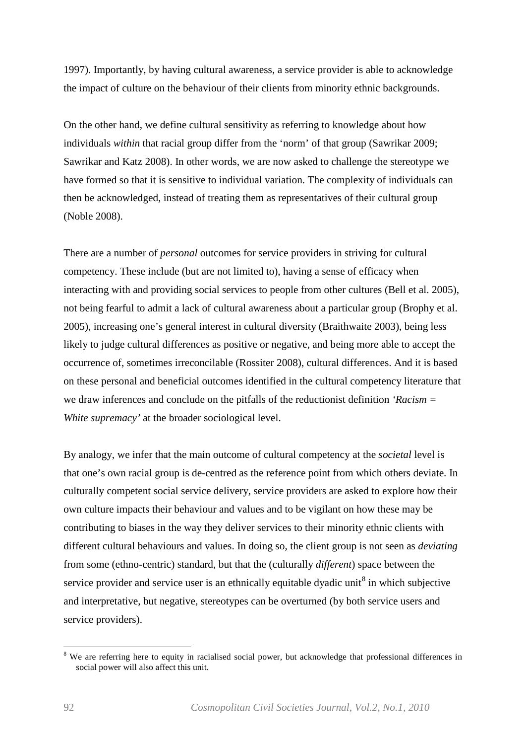1997). Importantly, by having cultural awareness, a service provider is able to acknowledge the impact of culture on the behaviour of their clients from minority ethnic backgrounds.

On the other hand, we define cultural sensitivity as referring to knowledge about how individuals *within* that racial group differ from the 'norm' of that group (Sawrikar 2009; Sawrikar and Katz 2008). In other words, we are now asked to challenge the stereotype we have formed so that it is sensitive to individual variation. The complexity of individuals can then be acknowledged, instead of treating them as representatives of their cultural group (Noble 2008).

There are a number of *personal* outcomes for service providers in striving for cultural competency. These include (but are not limited to), having a sense of efficacy when interacting with and providing social services to people from other cultures (Bell et al. 2005), not being fearful to admit a lack of cultural awareness about a particular group (Brophy et al. 2005), increasing one's general interest in cultural diversity (Braithwaite 2003), being less likely to judge cultural differences as positive or negative, and being more able to accept the occurrence of, sometimes irreconcilable (Rossiter 2008), cultural differences. And it is based on these personal and beneficial outcomes identified in the cultural competency literature that we draw inferences and conclude on the pitfalls of the reductionist definition *'Racism = White supremacy'* at the broader sociological level.

By analogy, we infer that the main outcome of cultural competency at the *societal* level is that one's own racial group is de-centred as the reference point from which others deviate. In culturally competent social service delivery, service providers are asked to explore how their own culture impacts their behaviour and values and to be vigilant on how these may be contributing to biases in the way they deliver services to their minority ethnic clients with different cultural behaviours and values. In doing so, the client group is not seen as *deviating* from some (ethno-centric) standard, but that the (culturally *different*) space between the service provider and service user is an ethnically equitable dyadic unit[8] in which subjective and interpretative, but negative, stereotypes can be overturned (by both service users and service providers).

[8] We are referring here to equity in racialised social power, but acknowledge that professional differences in social power will also affect this unit.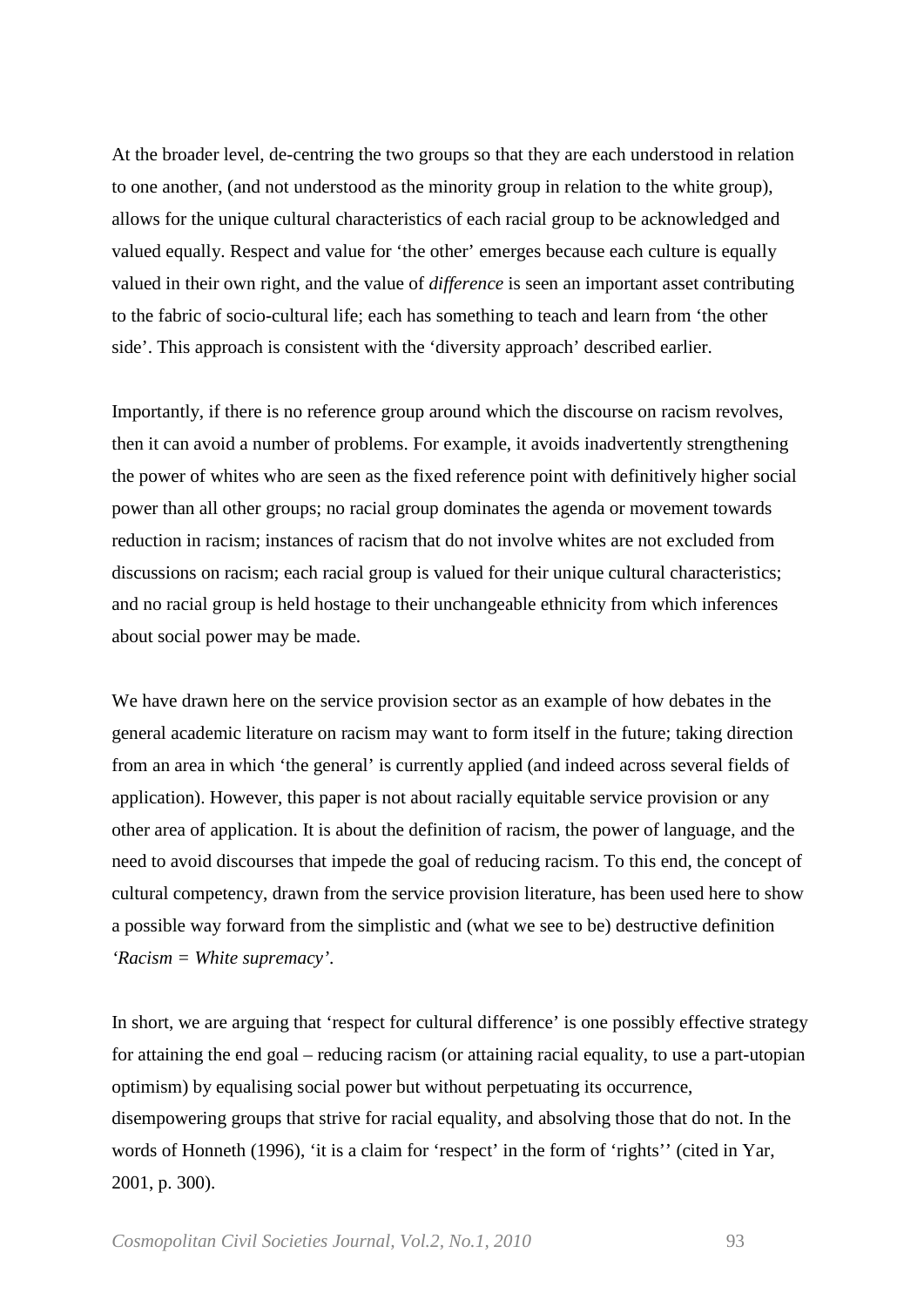At the broader level, de-centring the two groups so that they are each understood in relation to one another, (and not understood as the minority group in relation to the white group), allows for the unique cultural characteristics of each racial group to be acknowledged and valued equally. Respect and value for 'the other' emerges because each culture is equally valued in their own right, and the value of *difference* is seen an important asset contributing to the fabric of socio-cultural life; each has something to teach and learn from 'the other side'. This approach is consistent with the 'diversity approach' described earlier.

Importantly, if there is no reference group around which the discourse on racism revolves, then it can avoid a number of problems. For example, it avoids inadvertently strengthening the power of whites who are seen as the fixed reference point with definitively higher social power than all other groups; no racial group dominates the agenda or movement towards reduction in racism; instances of racism that do not involve whites are not excluded from discussions on racism; each racial group is valued for their unique cultural characteristics; and no racial group is held hostage to their unchangeable ethnicity from which inferences about social power may be made.

We have drawn here on the service provision sector as an example of how debates in the general academic literature on racism may want to form itself in the future; taking direction from an area in which 'the general' is currently applied (and indeed across several fields of application). However, this paper is not about racially equitable service provision or any other area of application. It is about the definition of racism, the power of language, and the need to avoid discourses that impede the goal of reducing racism. To this end, the concept of cultural competency, drawn from the service provision literature, has been used here to show a possible way forward from the simplistic and (what we see to be) destructive definition *'Racism = White supremacy'*.

In short, we are arguing that 'respect for cultural difference' is one possibly effective strategy for attaining the end goal – reducing racism (or attaining racial equality, to use a part-utopian optimism) by equalising social power but without perpetuating its occurrence, disempowering groups that strive for racial equality, and absolving those that do not. In the words of Honneth (1996), 'it is a claim for 'respect' in the form of 'rights'' (cited in Yar, 2001, p. 300).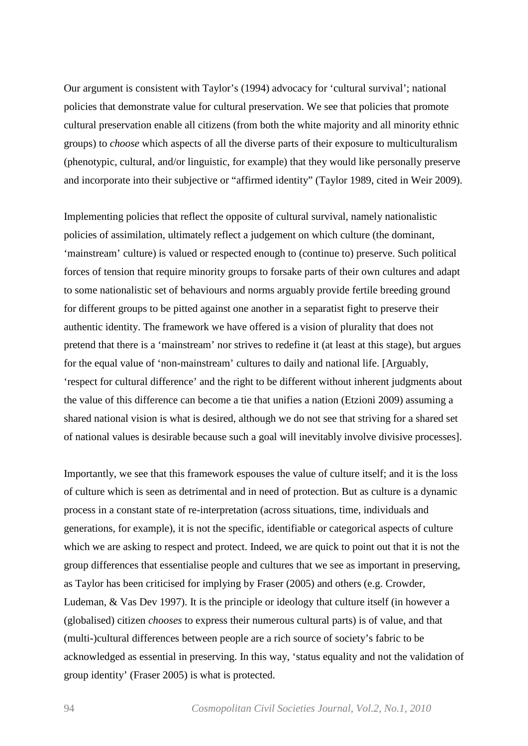Our argument is consistent with Taylor's (1994) advocacy for 'cultural survival'; national policies that demonstrate value for cultural preservation. We see that policies that promote cultural preservation enable all citizens (from both the white majority and all minority ethnic groups) to *choose* which aspects of all the diverse parts of their exposure to multiculturalism (phenotypic, cultural, and/or linguistic, for example) that they would like personally preserve and incorporate into their subjective or "affirmed identity" (Taylor 1989, cited in Weir 2009).

Implementing policies that reflect the opposite of cultural survival, namely nationalistic policies of assimilation, ultimately reflect a judgement on which culture (the dominant, 'mainstream' culture) is valued or respected enough to (continue to) preserve. Such political forces of tension that require minority groups to forsake parts of their own cultures and adapt to some nationalistic set of behaviours and norms arguably provide fertile breeding ground for different groups to be pitted against one another in a separatist fight to preserve their authentic identity. The framework we have offered is a vision of plurality that does not pretend that there is a 'mainstream' nor strives to redefine it (at least at this stage), but argues for the equal value of 'non-mainstream' cultures to daily and national life. [Arguably, 'respect for cultural difference' and the right to be different without inherent judgments about the value of this difference can become a tie that unifies a nation (Etzioni 2009) assuming a shared national vision is what is desired, although we do not see that striving for a shared set of national values is desirable because such a goal will inevitably involve divisive processes].

Importantly, we see that this framework espouses the value of culture itself; and it is the loss of culture which is seen as detrimental and in need of protection. But as culture is a dynamic process in a constant state of re-interpretation (across situations, time, individuals and generations, for example), it is not the specific, identifiable or categorical aspects of culture which we are asking to respect and protect. Indeed, we are quick to point out that it is not the group differences that essentialise people and cultures that we see as important in preserving, as Taylor has been criticised for implying by Fraser (2005) and others (e.g. Crowder, Ludeman, & Vas Dev 1997). It is the principle or ideology that culture itself (in however a (globalised) citizen *chooses* to express their numerous cultural parts) is of value, and that (multi-)cultural differences between people are a rich source of society's fabric to be acknowledged as essential in preserving. In this way, 'status equality and not the validation of group identity' (Fraser 2005) is what is protected.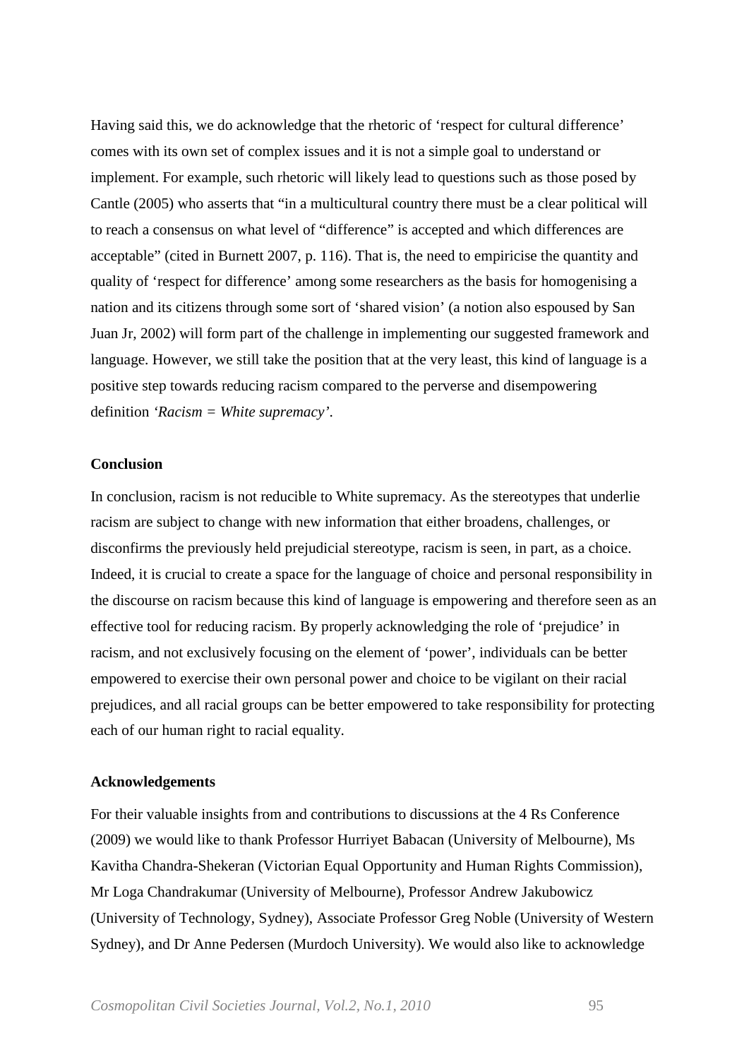Having said this, we do acknowledge that the rhetoric of 'respect for cultural difference' comes with its own set of complex issues and it is not a simple goal to understand or implement. For example, such rhetoric will likely lead to questions such as those posed by Cantle (2005) who asserts that "in a multicultural country there must be a clear political will to reach a consensus on what level of "difference" is accepted and which differences are acceptable" (cited in Burnett 2007, p. 116). That is, the need to empiricise the quantity and quality of 'respect for difference' among some researchers as the basis for homogenising a nation and its citizens through some sort of 'shared vision' (a notion also espoused by San Juan Jr, 2002) will form part of the challenge in implementing our suggested framework and language. However, we still take the position that at the very least, this kind of language is a positive step towards reducing racism compared to the perverse and disempowering definition *'Racism = White supremacy'*.

**Conclusion**

In conclusion, racism is not reducible to White supremacy. As the stereotypes that underlie racism are subject to change with new information that either broadens, challenges, or disconfirms the previously held prejudicial stereotype, racism is seen, in part, as a choice. Indeed, it is crucial to create a space for the language of choice and personal responsibility in the discourse on racism because this kind of language is empowering and therefore seen as an effective tool for reducing racism. By properly acknowledging the role of 'prejudice' in racism, and not exclusively focusing on the element of 'power', individuals can be better empowered to exercise their own personal power and choice to be vigilant on their racial prejudices, and all racial groups can be better empowered to take responsibility for protecting each of our human right to racial equality.

**Acknowledgements**

For their valuable insights from and contributions to discussions at the 4 Rs Conference (2009) we would like to thank Professor Hurriyet Babacan (University of Melbourne), Ms Kavitha Chandra-Shekeran (Victorian Equal Opportunity and Human Rights Commission), Mr Loga Chandrakumar (University of Melbourne), Professor Andrew Jakubowicz (University of Technology, Sydney), Associate Professor Greg Noble (University of Western Sydney), and Dr Anne Pedersen (Murdoch University). We would also like to acknowledge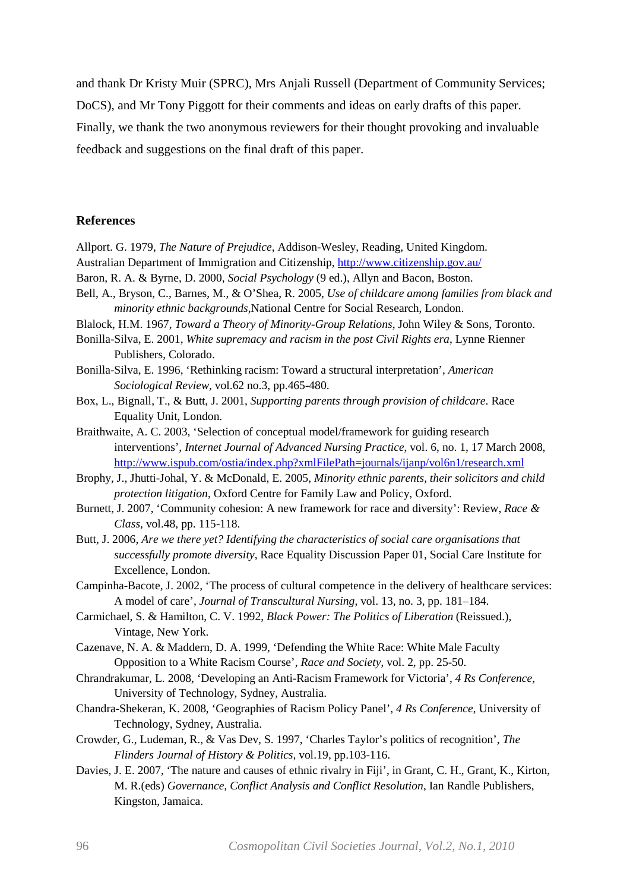and thank Dr Kristy Muir (SPRC), Mrs Anjali Russell (Department of Community Services; DoCS), and Mr Tony Piggott for their comments and ideas on early drafts of this paper. Finally, we thank the two anonymous reviewers for their thought provoking and invaluable feedback and suggestions on the final draft of this paper.

## References

Allport. G. 1979, *The Nature of Prejudice*, Addison-Wesley, Reading, United Kingdom.

Australian Department of Immigration and Citizenship, http://www.citizenship.gov.au/

Baron, R. A. & Byrne, D. 2000, *Social Psychology* (9 ed.), Allyn and Bacon, Boston.

Bell, A., Bryson, C., Barnes, M., & O'Shea, R. 2005, *Use of childcare among families from black and minority ethnic backgrounds*,National Centre for Social Research, London.

Blalock, H.M. 1967, *Toward a Theory of Minority-Group Relations*, John Wiley & Sons, Toronto.

Bonilla-Silva, E. 2001, *White supremacy and racism in the post Civil Rights era*, Lynne Rienner Publishers, Colorado.

Bonilla-Silva, E. 1996, 'Rethinking racism: Toward a structural interpretation', *American Sociological Review*, vol.62 no.3, pp.465-480.

Box, L., Bignall, T., & Butt, J. 2001, *Supporting parents through provision of childcare*. Race Equality Unit, London.

Braithwaite, A. C. 2003, 'Selection of conceptual model/framework for guiding research interventions', *Internet Journal of Advanced Nursing Practice*, vol. 6, no. 1, 17 March 2008, http://www.ispub.com/ostia/index.php?xmlFilePath=journals/ijanp/vol6n1/research.xml

Brophy, J., Jhutti-Johal, Y. & McDonald, E. 2005, *Minority ethnic parents, their solicitors and child protection litigation*, Oxford Centre for Family Law and Policy, Oxford.

Burnett, J. 2007, 'Community cohesion: A new framework for race and diversity': Review, *Race & Class*, vol.48, pp. 115-118.

Butt, J. 2006, *Are we there yet? Identifying the characteristics of social care organisations that successfully promote diversity*, Race Equality Discussion Paper 01, Social Care Institute for Excellence, London.

Campinha-Bacote, J. 2002, 'The process of cultural competence in the delivery of healthcare services: A model of care', *Journal of Transcultural Nursing*, vol. 13, no. 3, pp. 181–184.

Carmichael, S. & Hamilton, C. V. 1992, *Black Power: The Politics of Liberation* (Reissued.), Vintage, New York.

Cazenave, N. A. & Maddern, D. A. 1999, 'Defending the White Race: White Male Faculty Opposition to a White Racism Course', *Race and Society*, vol. 2, pp. 25-50.

Chrandrakumar, L. 2008, 'Developing an Anti-Racism Framework for Victoria', *4 Rs Conference*, University of Technology, Sydney, Australia.

Chandra-Shekeran, K. 2008, 'Geographies of Racism Policy Panel', *4 Rs Conference*, University of Technology, Sydney, Australia.

Crowder, G., Ludeman, R., & Vas Dev, S. 1997, 'Charles Taylor's politics of recognition', *The Flinders Journal of History & Politics*, vol.19, pp.103-116.

Davies, J. E. 2007, 'The nature and causes of ethnic rivalry in Fiji', in Grant, C. H., Grant, K., Kirton, M. R.(eds) *Governance, Conflict Analysis and Conflict Resolution*, Ian Randle Publishers, Kingston, Jamaica.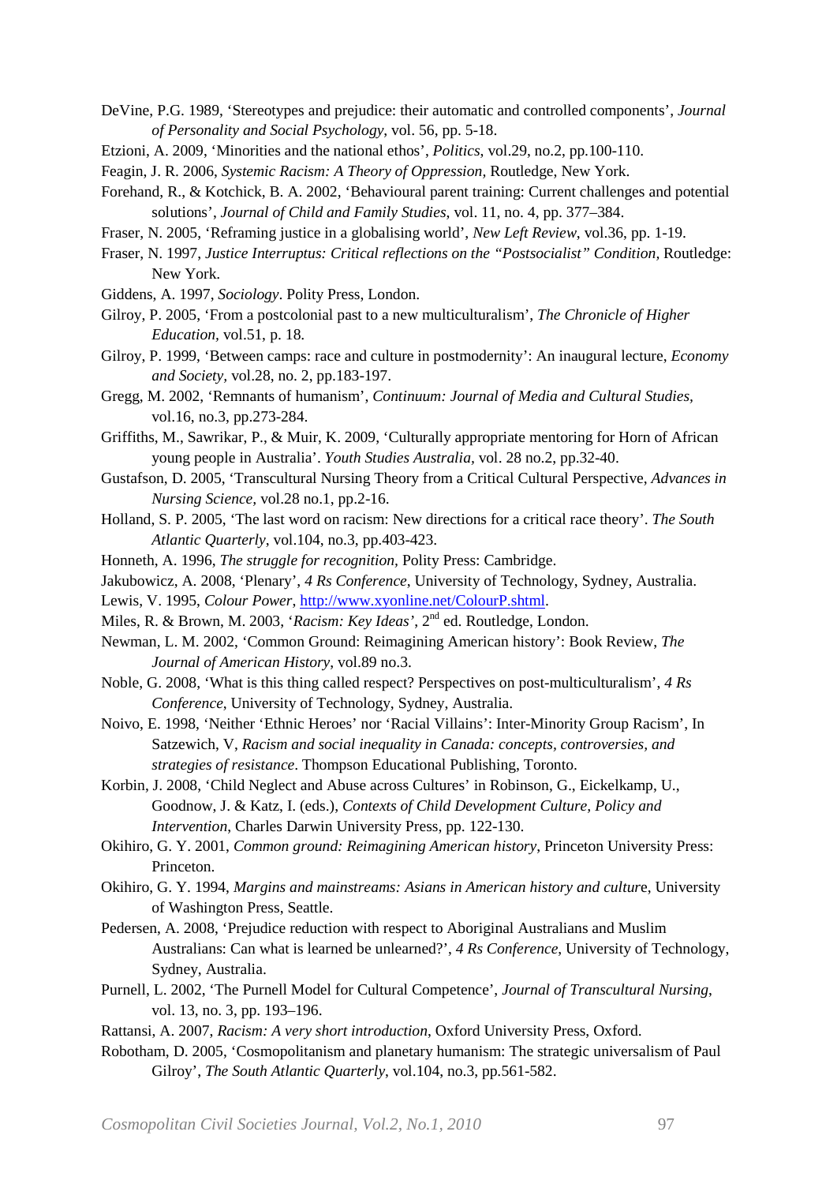DeVine, P.G. 1989, 'Stereotypes and prejudice: their automatic and controlled components', *Journal of Personality and Social Psychology*, vol. 56, pp. 5-18.

Etzioni, A. 2009, 'Minorities and the national ethos', *Politics*, vol.29, no.2, pp.100-110.

Feagin, J. R. 2006, *Systemic Racism: A Theory of Oppression*, Routledge, New York.

Forehand, R., & Kotchick, B. A. 2002, 'Behavioural parent training: Current challenges and potential solutions', *Journal of Child and Family Studies*, vol. 11, no. 4, pp. 377–384.

Fraser, N. 2005, 'Reframing justice in a globalising world', *New Left Review*, vol.36, pp. 1-19.

Fraser, N. 1997, *Justice Interruptus: Critical reflections on the "Postsocialist" Condition,* Routledge: New York.

Giddens, A. 1997, *Sociology*. Polity Press, London.

Gilroy, P. 2005, 'From a postcolonial past to a new multiculturalism', *The Chronicle of Higher Education*, vol.51, p. 18.

Gilroy, P. 1999, 'Between camps: race and culture in postmodernity': An inaugural lecture, *Economy and Society,* vol.28, no. 2, pp.183-197.

Gregg, M. 2002, 'Remnants of humanism', *Continuum: Journal of Media and Cultural Studies*, vol.16, no.3, pp.273-284.

Griffiths, M., Sawrikar, P., & Muir, K. 2009, 'Culturally appropriate mentoring for Horn of African young people in Australia'. *Youth Studies Australia*, vol. 28 no.2, pp.32-40.

Gustafson, D. 2005, 'Transcultural Nursing Theory from a Critical Cultural Perspective, *Advances in Nursing Science*, vol.28 no.1, pp.2-16.

Holland, S. P. 2005, 'The last word on racism: New directions for a critical race theory'. *The South Atlantic Quarterly*, vol.104, no.3, pp.403-423.

Honneth, A. 1996, *The struggle for recognition*, Polity Press: Cambridge.

Jakubowicz, A. 2008, 'Plenary', *4 Rs Conference*, University of Technology, Sydney, Australia.

Lewis, V. 1995, *Colour Power*, http://www.xyonline.net/ColourP.shtml.

Miles, R. & Brown, M. 2003, '*Racism: Key Ideas'*, 2nd ed. Routledge, London.

Newman, L. M. 2002, 'Common Ground: Reimagining American history': Book Review, *The Journal of American History*, vol.89 no.3.

Noble, G. 2008, 'What is this thing called respect? Perspectives on post-multiculturalism', *4 Rs Conference*, University of Technology, Sydney, Australia.

Noivo, E. 1998, 'Neither 'Ethnic Heroes' nor 'Racial Villains': Inter-Minority Group Racism', In Satzewich, V, *Racism and social inequality in Canada: concepts, controversies, and strategies of resistance*. Thompson Educational Publishing, Toronto.

Korbin, J. 2008, 'Child Neglect and Abuse across Cultures' in Robinson, G., Eickelkamp, U., Goodnow, J. & Katz, I. (eds.), *Contexts of Child Development Culture, Policy and Intervention*, Charles Darwin University Press, pp. 122-130.

Okihiro, G. Y. 2001, *Common ground: Reimagining American history*, Princeton University Press: Princeton.

Okihiro, G. Y. 1994, *Margins and mainstreams: Asians in American history and culture*, University of Washington Press, Seattle.

Pedersen, A. 2008, 'Prejudice reduction with respect to Aboriginal Australians and Muslim Australians: Can what is learned be unlearned?', *4 Rs Conference*, University of Technology, Sydney, Australia.

Purnell, L. 2002, 'The Purnell Model for Cultural Competence', *Journal of Transcultural Nursing*, vol. 13, no. 3, pp. 193–196.

Rattansi, A. 2007, *Racism: A very short introduction*, Oxford University Press, Oxford.

Robotham, D. 2005, 'Cosmopolitanism and planetary humanism: The strategic universalism of Paul Gilroy', *The South Atlantic Quarterly*, vol.104, no.3, pp.561-582.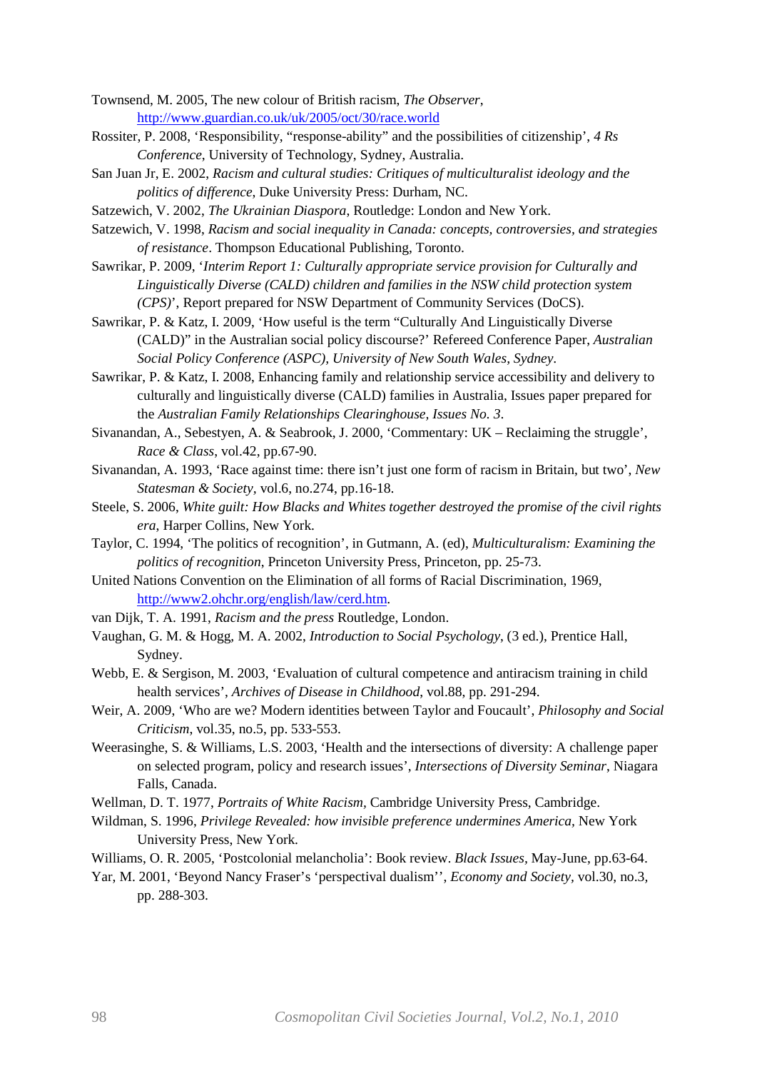Townsend, M. 2005, The new colour of British racism, *The Observer*, http://www.guardian.co.uk/uk/2005/oct/30/race.world

Rossiter, P. 2008, 'Responsibility, "response-ability" and the possibilities of citizenship', *4 Rs Conference*, University of Technology, Sydney, Australia.

San Juan Jr, E. 2002, *Racism and cultural studies: Critiques of multiculturalist ideology and the politics of difference*, Duke University Press: Durham, NC.

Satzewich, V. 2002, *The Ukrainian Diaspora*, Routledge: London and New York.

Satzewich, V. 1998, *Racism and social inequality in Canada: concepts, controversies, and strategies of resistance*. Thompson Educational Publishing, Toronto.

Sawrikar, P. 2009, '*Interim Report 1: Culturally appropriate service provision for Culturally and Linguistically Diverse (CALD) children and families in the NSW child protection system (CPS)*', Report prepared for NSW Department of Community Services (DoCS).

Sawrikar, P. & Katz, I. 2009, 'How useful is the term "Culturally And Linguistically Diverse (CALD)" in the Australian social policy discourse?' Refereed Conference Paper, *Australian Social Policy Conference (ASPC), University of New South Wales, Sydney*.

Sawrikar, P. & Katz, I. 2008, Enhancing family and relationship service accessibility and delivery to culturally and linguistically diverse (CALD) families in Australia, Issues paper prepared for the *Australian Family Relationships Clearinghouse, Issues No. 3*.

Sivanandan, A., Sebestyen, A. & Seabrook, J. 2000, 'Commentary: UK – Reclaiming the struggle', *Race & Class*, vol.42, pp.67-90.

Sivanandan, A. 1993, 'Race against time: there isn't just one form of racism in Britain, but two', *New Statesman & Society*, vol.6, no.274, pp.16-18.

Steele, S. 2006, *White guilt: How Blacks and Whites together destroyed the promise of the civil rights era*, Harper Collins, New York.

Taylor, C. 1994, 'The politics of recognition', in Gutmann, A. (ed), *Multiculturalism: Examining the politics of recognition*, Princeton University Press, Princeton, pp. 25-73.

United Nations Convention on the Elimination of all forms of Racial Discrimination, 1969, http://www2.ohchr.org/english/law/cerd.htm.

van Dijk, T. A. 1991, *Racism and the press* Routledge, London.

Vaughan, G. M. & Hogg, M. A. 2002, *Introduction to Social Psychology*, (3 ed.), Prentice Hall, Sydney.

Webb, E. & Sergison, M. 2003, 'Evaluation of cultural competence and antiracism training in child health services', *Archives of Disease in Childhood*, vol.88, pp. 291-294.

Weir, A. 2009, 'Who are we? Modern identities between Taylor and Foucault', *Philosophy and Social Criticism*, vol.35, no.5, pp. 533-553.

Weerasinghe, S. & Williams, L.S. 2003, 'Health and the intersections of diversity: A challenge paper on selected program, policy and research issues', *Intersections of Diversity Seminar*, Niagara Falls, Canada.

Wellman, D. T. 1977, *Portraits of White Racism*, Cambridge University Press, Cambridge.

Wildman, S. 1996, *Privilege Revealed: how invisible preference undermines America*, New York University Press, New York.

Williams, O. R. 2005, 'Postcolonial melancholia': Book review. *Black Issues*, May-June, pp.63-64.

Yar, M. 2001, 'Beyond Nancy Fraser's 'perspectival dualism'', *Economy and Society*, vol.30, no.3, pp. 288-303.